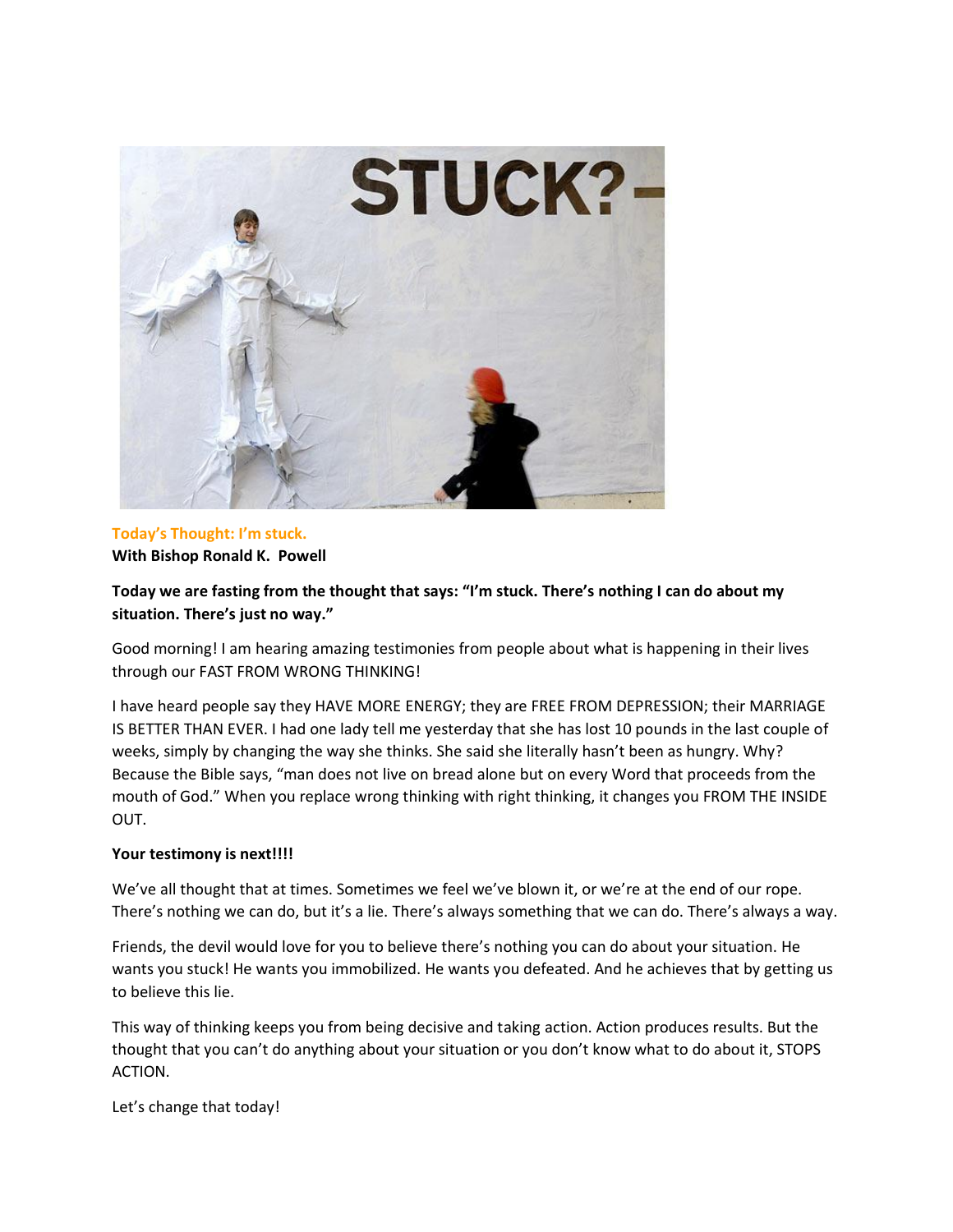**Today's Thought: I'm stuck.**

**With Bishop Ronald K. Powell**

**Today we are fasting from the thought that says: "I'm stuck. There's nothing I can do about my situation. There's just no way."**

Good morning! I am hearing amazing testimonies from people about what is happening in their lives through our FAST FROM WRONG THINKING!

I have heard people say they HAVE MORE ENERGY; they are FREE FROM DEPRESSION; their MARRIAGE IS BETTER THAN EVER. I had one lady tell me yesterday that she has lost 10 pounds in the last couple of weeks, simply by changing the way she thinks. She said she literally hasn't been as hungry. Why? Because the Bible says, "man does not live on bread alone but on every Word that proceeds from the mouth of God." When you replace wrong thinking with right thinking, it changes you FROM THE INSIDE OUT.

**Your testimony is next!!!!**

We've all thought that at times. Sometimes we feel we've blown it, or we're at the end of our rope. There's nothing we can do, but it's a lie. There's always something that we can do. There's always a way.

Friends, the devil would love for you to believe there's nothing you can do about your situation. He wants you stuck! He wants you immobilized. He wants you defeated. And he achieves that by getting us to believe this lie.

This way of thinking keeps you from being decisive and taking action. Action produces results. But the thought that you can't do anything about your situation or you don't know what to do about it, STOPS ACTION.

Let's change that today!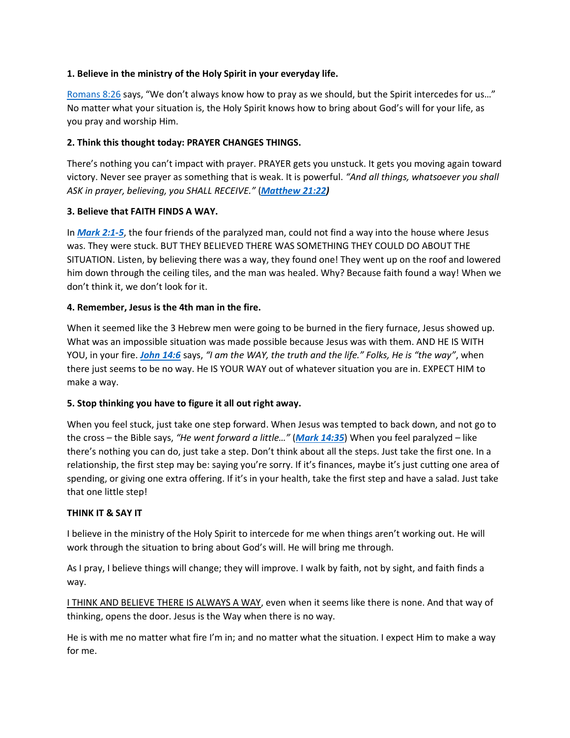**1. Believe in the ministry of the Holy Spirit in your everyday life.**

Romans 8:26 says, "We don't always know how to pray as we should, but the Spirit intercedes for us…" No matter what your situation is, the Holy Spirit knows how to bring about God's will for your life, as you pray and worship Him.

**2. Think this thought today: PRAYER CHANGES THINGS.**

There's nothing you can't impact with prayer. PRAYER gets you unstuck. It gets you moving again toward victory. Never see prayer as something that is weak. It is powerful. *"And all things, whatsoever you shall ASK in prayer, believing, you SHALL RECEIVE."* (***Matthew 21:22)***

**3. Believe that FAITH FINDS A WAY.**

In ***Mark 2:1-5***, the four friends of the paralyzed man, could not find a way into the house where Jesus was. They were stuck. BUT THEY BELIEVED THERE WAS SOMETHING THEY COULD DO ABOUT THE SITUATION. Listen, by believing there was a way, they found one! They went up on the roof and lowered him down through the ceiling tiles, and the man was healed. Why? Because faith found a way! When we don't think it, we don't look for it.

**4. Remember, Jesus is the 4th man in the fire.**

When it seemed like the 3 Hebrew men were going to be burned in the fiery furnace, Jesus showed up. What was an impossible situation was made possible because Jesus was with them. AND HE IS WITH YOU, in your fire. ***John 14:6*** says, *"I am the WAY, the truth and the life." Folks, He is "the way"*, when there just seems to be no way. He IS YOUR WAY out of whatever situation you are in. EXPECT HIM to make a way.

**5. Stop thinking you have to figure it all out right away.**

When you feel stuck, just take one step forward. When Jesus was tempted to back down, and not go to the cross – the Bible says, *"He went forward a little…"* (***Mark 14:35***) When you feel paralyzed – like there's nothing you can do, just take a step. Don't think about all the steps. Just take the first one. In a relationship, the first step may be: saying you're sorry. If it's finances, maybe it's just cutting one area of spending, or giving one extra offering. If it's in your health, take the first step and have a salad. Just take that one little step!

**THINK IT & SAY IT**

I believe in the ministry of the Holy Spirit to intercede for me when things aren't working out. He will work through the situation to bring about God's will. He will bring me through.

As I pray, I believe things will change; they will improve. I walk by faith, not by sight, and faith finds a way.

<u>I THINK AND BELIEVE THERE IS ALWAYS A WAY</u>, even when it seems like there is none. And that way of thinking, opens the door. Jesus is the Way when there is no way.

He is with me no matter what fire I'm in; and no matter what the situation. I expect Him to make a way for me.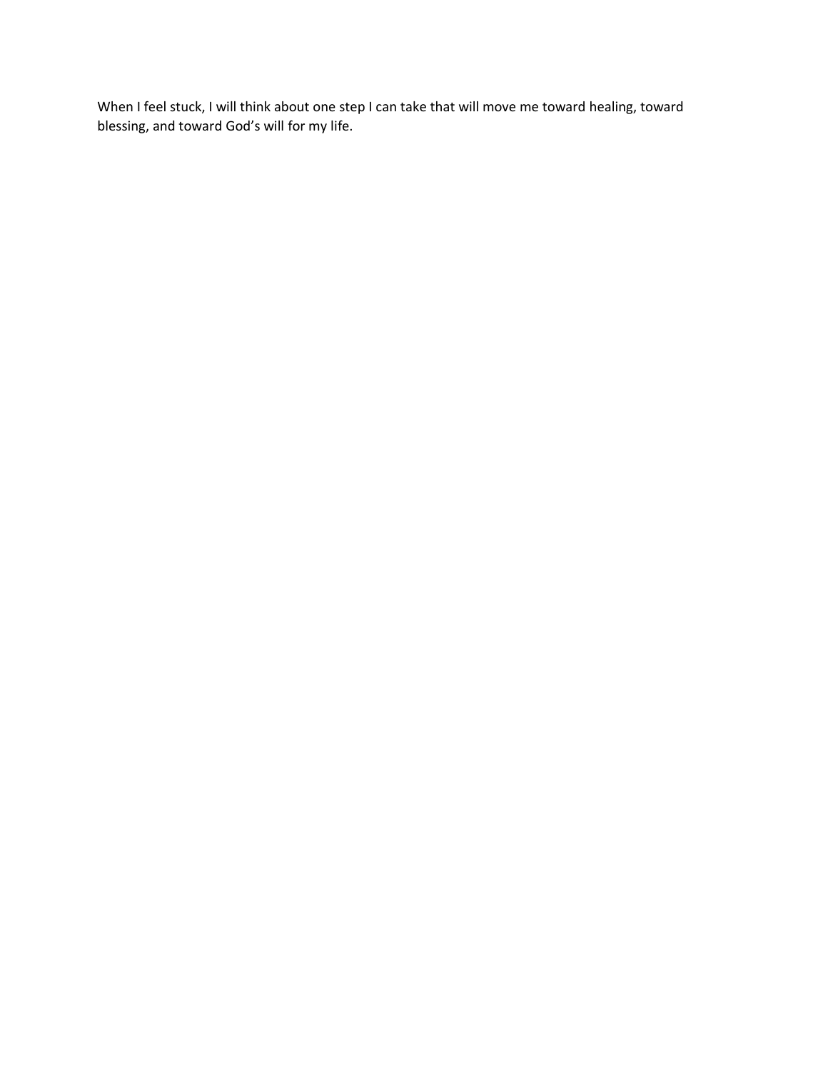When I feel stuck, I will think about one step I can take that will move me toward healing, toward blessing, and toward God's will for my life.